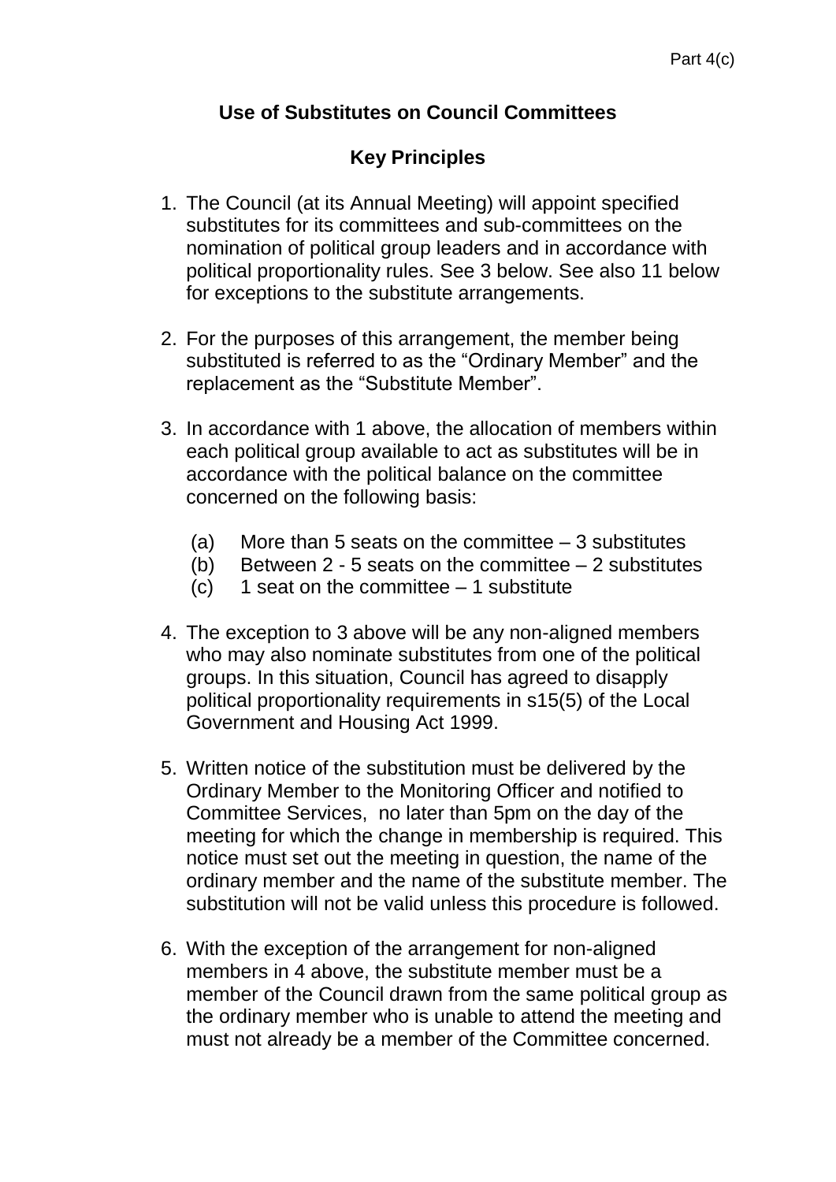## Use of Substitutes on Council Committees

### Key Principles

1. The Council (at its Annual Meeting) will appoint specified substitutes for its committees and sub-committees on the nomination of political group leaders and in accordance with political proportionality rules. See 3 below. See also 11 below for exceptions to the substitute arrangements.

2. For the purposes of this arrangement, the member being substituted is referred to as the "Ordinary Member" and the replacement as the "Substitute Member".

3. In accordance with 1 above, the allocation of members within each political group available to act as substitutes will be in accordance with the political balance on the committee concerned on the following basis:

   (a) More than 5 seats on the committee – 3 substitutes
   (b) Between 2 - 5 seats on the committee – 2 substitutes
   (c) 1 seat on the committee – 1 substitute

4. The exception to 3 above will be any non-aligned members who may also nominate substitutes from one of the political groups. In this situation, Council has agreed to disapply political proportionality requirements in s15(5) of the Local Government and Housing Act 1999.

5. Written notice of the substitution must be delivered by the Ordinary Member to the Monitoring Officer and notified to Committee Services, no later than 5pm on the day of the meeting for which the change in membership is required. This notice must set out the meeting in question, the name of the ordinary member and the name of the substitute member. The substitution will not be valid unless this procedure is followed.

6. With the exception of the arrangement for non-aligned members in 4 above, the substitute member must be a member of the Council drawn from the same political group as the ordinary member who is unable to attend the meeting and must not already be a member of the Committee concerned.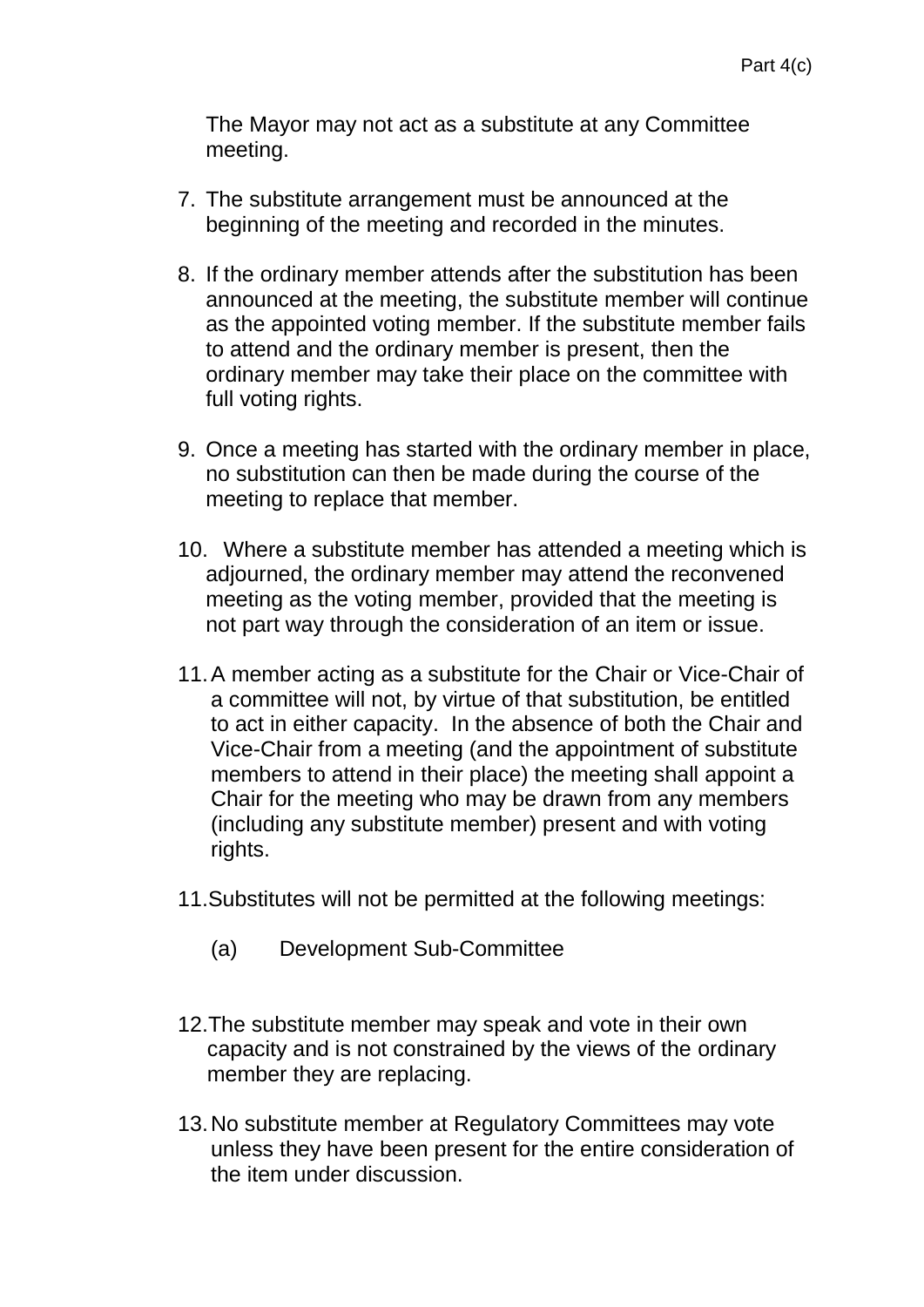The Mayor may not act as a substitute at any Committee meeting.

7. The substitute arrangement must be announced at the beginning of the meeting and recorded in the minutes.

8. If the ordinary member attends after the substitution has been announced at the meeting, the substitute member will continue as the appointed voting member. If the substitute member fails to attend and the ordinary member is present, then the ordinary member may take their place on the committee with full voting rights.

9. Once a meeting has started with the ordinary member in place, no substitution can then be made during the course of the meeting to replace that member.

10. Where a substitute member has attended a meeting which is adjourned, the ordinary member may attend the reconvened meeting as the voting member, provided that the meeting is not part way through the consideration of an item or issue.

11. A member acting as a substitute for the Chair or Vice-Chair of a committee will not, by virtue of that substitution, be entitled to act in either capacity. In the absence of both the Chair and Vice-Chair from a meeting (and the appointment of substitute members to attend in their place) the meeting shall appoint a Chair for the meeting who may be drawn from any members (including any substitute member) present and with voting rights.

11. Substitutes will not be permitted at the following meetings:

    (a) Development Sub-Committee

12. The substitute member may speak and vote in their own capacity and is not constrained by the views of the ordinary member they are replacing.

13. No substitute member at Regulatory Committees may vote unless they have been present for the entire consideration of the item under discussion.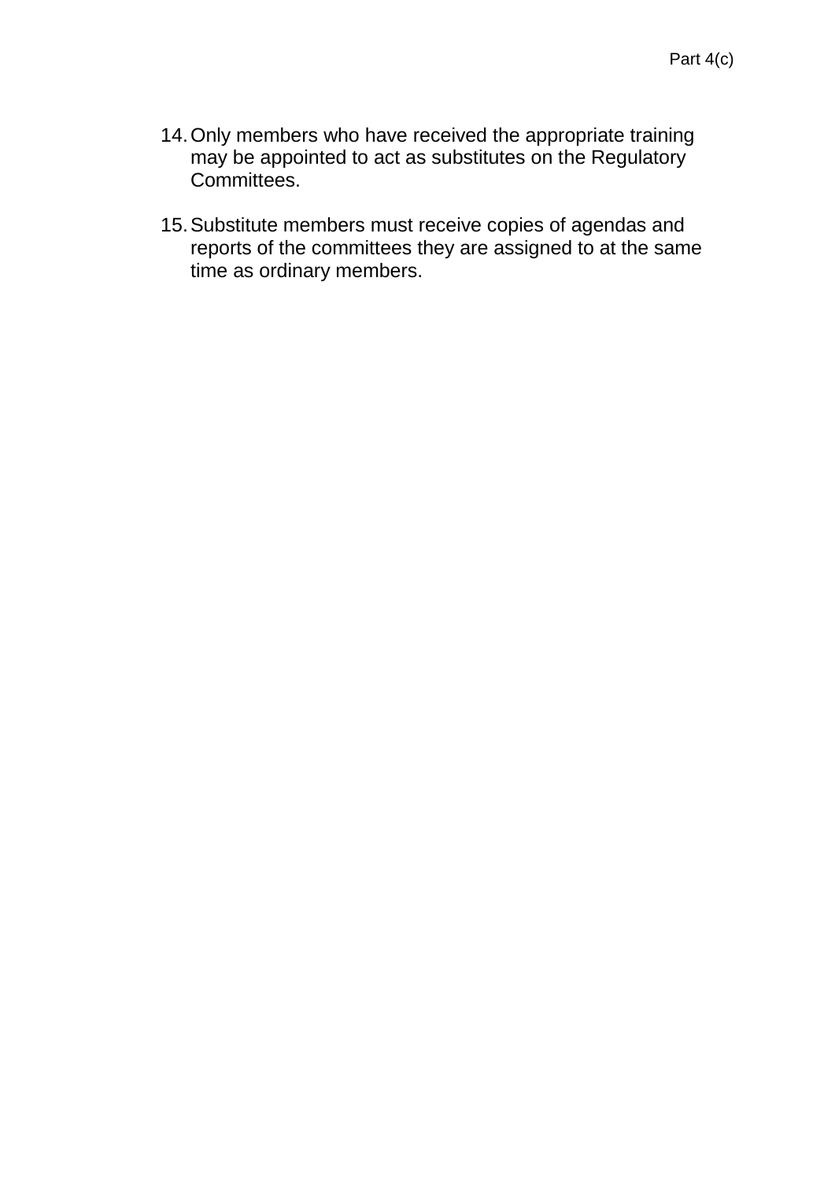14. Only members who have received the appropriate training may be appointed to act as substitutes on the Regulatory Committees.

15. Substitute members must receive copies of agendas and reports of the committees they are assigned to at the same time as ordinary members.